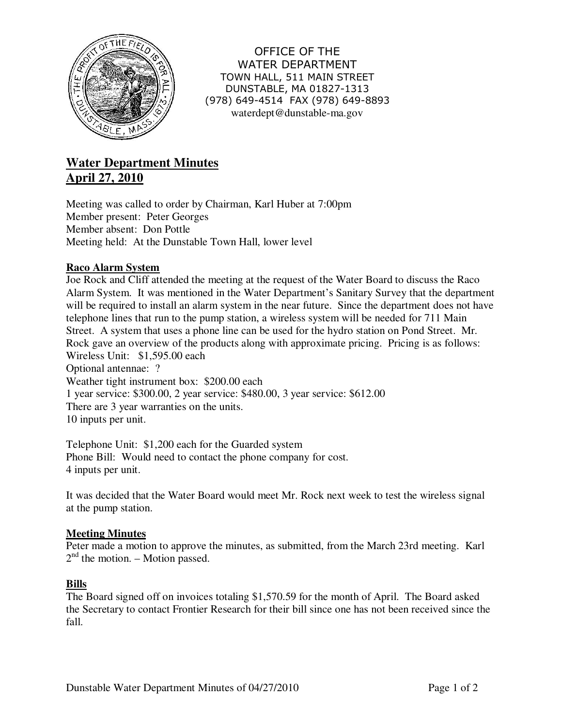OFFICE OF THE
WATER DEPARTMENT
TOWN HALL, 511 MAIN STREET
DUNSTABLE, MA 01827-1313
(978) 649-4514 FAX (978) 649-8893
waterdept@dunstable-ma.gov

# Water Department Minutes
# April 27, 2010

Meeting was called to order by Chairman, Karl Huber at 7:00pm
Member present: Peter Georges
Member absent: Don Pottle
Meeting held: At the Dunstable Town Hall, lower level

## Raco Alarm System

Joe Rock and Cliff attended the meeting at the request of the Water Board to discuss the Raco Alarm System. It was mentioned in the Water Department's Sanitary Survey that the department will be required to install an alarm system in the near future. Since the department does not have telephone lines that run to the pump station, a wireless system will be needed for 711 Main Street. A system that uses a phone line can be used for the hydro station on Pond Street. Mr. Rock gave an overview of the products along with approximate pricing. Pricing is as follows:
Wireless Unit: $1,595.00 each
Optional antennae: ?
Weather tight instrument box: $200.00 each
1 year service: $300.00, 2 year service: $480.00, 3 year service: $612.00
There are 3 year warranties on the units.
10 inputs per unit.

Telephone Unit: $1,200 each for the Guarded system
Phone Bill: Would need to contact the phone company for cost.
4 inputs per unit.

It was decided that the Water Board would meet Mr. Rock next week to test the wireless signal at the pump station.

## Meeting Minutes

Peter made a motion to approve the minutes, as submitted, from the March 23rd meeting. Karl 2nd the motion. – Motion passed.

## Bills

The Board signed off on invoices totaling $1,570.59 for the month of April. The Board asked the Secretary to contact Frontier Research for their bill since one has not been received since the fall.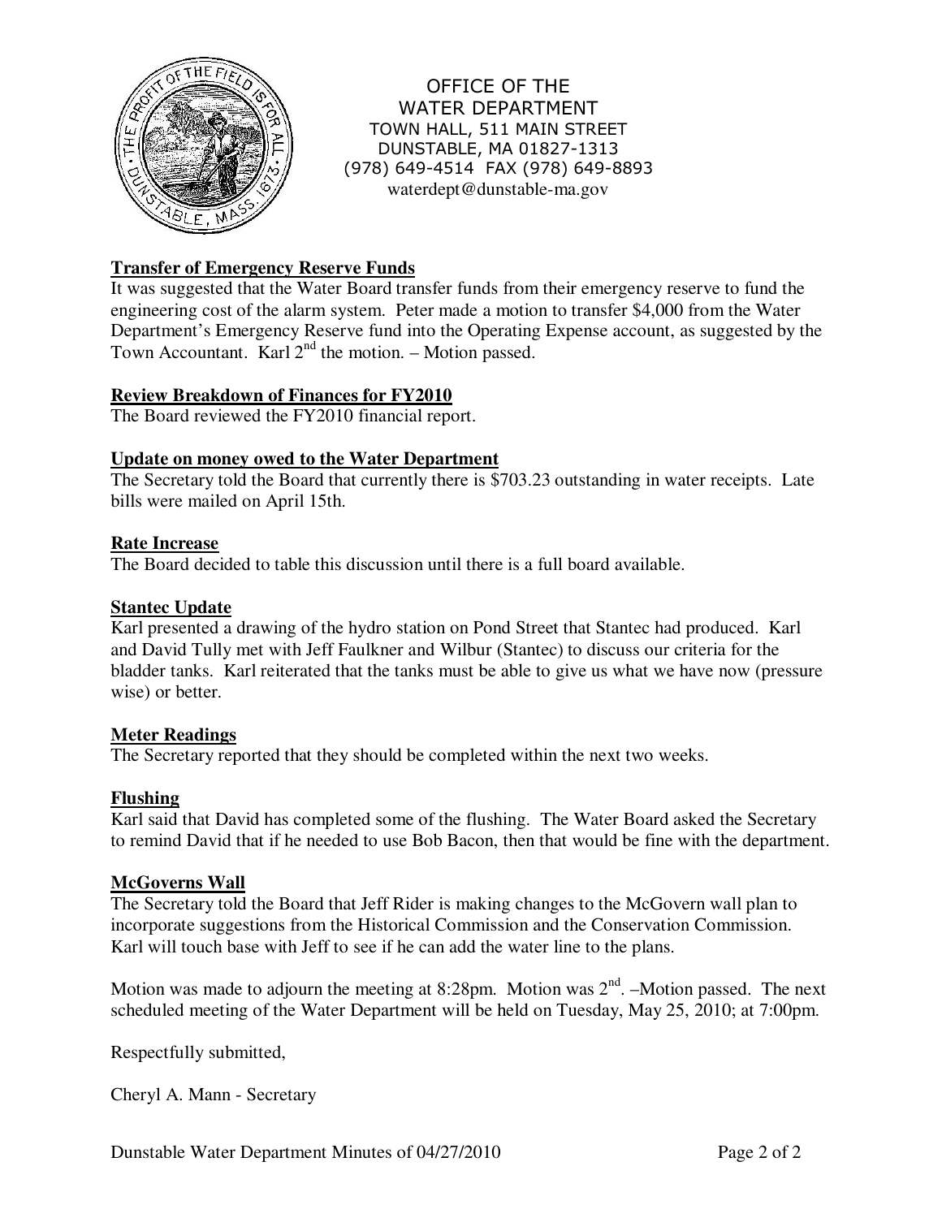OFFICE OF THE
WATER DEPARTMENT
TOWN HALL, 511 MAIN STREET
DUNSTABLE, MA 01827-1313
(978) 649-4514 FAX (978) 649-8893
waterdept@dunstable-ma.gov

**Transfer of Emergency Reserve Funds**

It was suggested that the Water Board transfer funds from their emergency reserve to fund the engineering cost of the alarm system. Peter made a motion to transfer $4,000 from the Water Department's Emergency Reserve fund into the Operating Expense account, as suggested by the Town Accountant. Karl 2nd the motion. – Motion passed.

**Review Breakdown of Finances for FY2010**

The Board reviewed the FY2010 financial report.

**Update on money owed to the Water Department**

The Secretary told the Board that currently there is $703.23 outstanding in water receipts. Late bills were mailed on April 15th.

**Rate Increase**

The Board decided to table this discussion until there is a full board available.

**Stantec Update**

Karl presented a drawing of the hydro station on Pond Street that Stantec had produced. Karl and David Tully met with Jeff Faulkner and Wilbur (Stantec) to discuss our criteria for the bladder tanks. Karl reiterated that the tanks must be able to give us what we have now (pressure wise) or better.

**Meter Readings**

The Secretary reported that they should be completed within the next two weeks.

**Flushing**

Karl said that David has completed some of the flushing. The Water Board asked the Secretary to remind David that if he needed to use Bob Bacon, then that would be fine with the department.

**McGoverns Wall**

The Secretary told the Board that Jeff Rider is making changes to the McGovern wall plan to incorporate suggestions from the Historical Commission and the Conservation Commission. Karl will touch base with Jeff to see if he can add the water line to the plans.

Motion was made to adjourn the meeting at 8:28pm. Motion was 2nd. –Motion passed. The next scheduled meeting of the Water Department will be held on Tuesday, May 25, 2010; at 7:00pm.

Respectfully submitted,

Cheryl A. Mann - Secretary